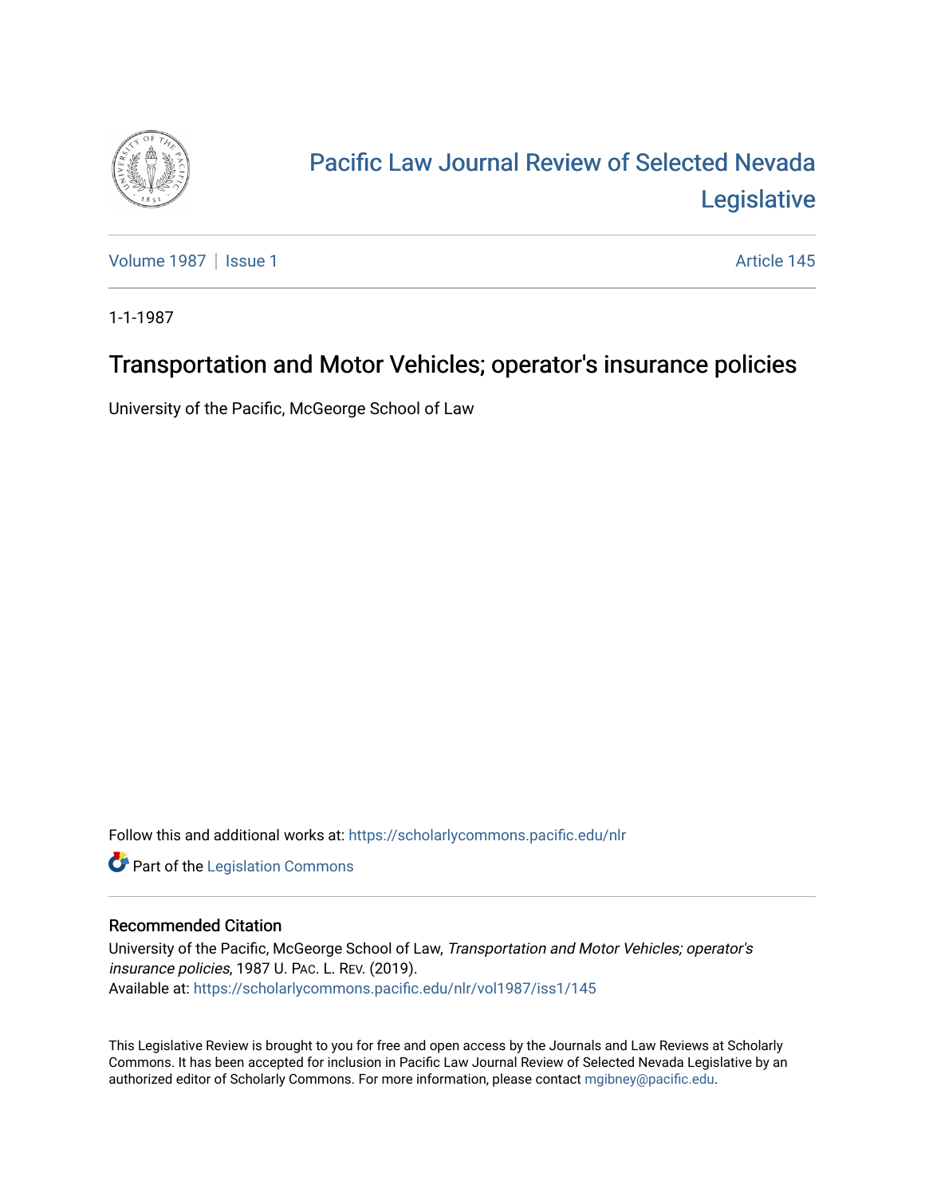# Pacific Law Journal Review of Selected Nevada Legislative

Volume 1987 | Issue 1 — Article 145

1-1-1987

## Transportation and Motor Vehicles; operator's insurance policies

University of the Pacific, McGeorge School of Law

Follow this and additional works at: https://scholarlycommons.pacific.edu/nlr

Part of the Legislation Commons

### Recommended Citation

University of the Pacific, McGeorge School of Law, *Transportation and Motor Vehicles; operator's insurance policies*, 1987 U. Pac. L. Rev. (2019).

Available at: https://scholarlycommons.pacific.edu/nlr/vol1987/iss1/145

This Legislative Review is brought to you for free and open access by the Journals and Law Reviews at Scholarly Commons. It has been accepted for inclusion in Pacific Law Journal Review of Selected Nevada Legislative by an authorized editor of Scholarly Commons. For more information, please contact mgibney@pacific.edu.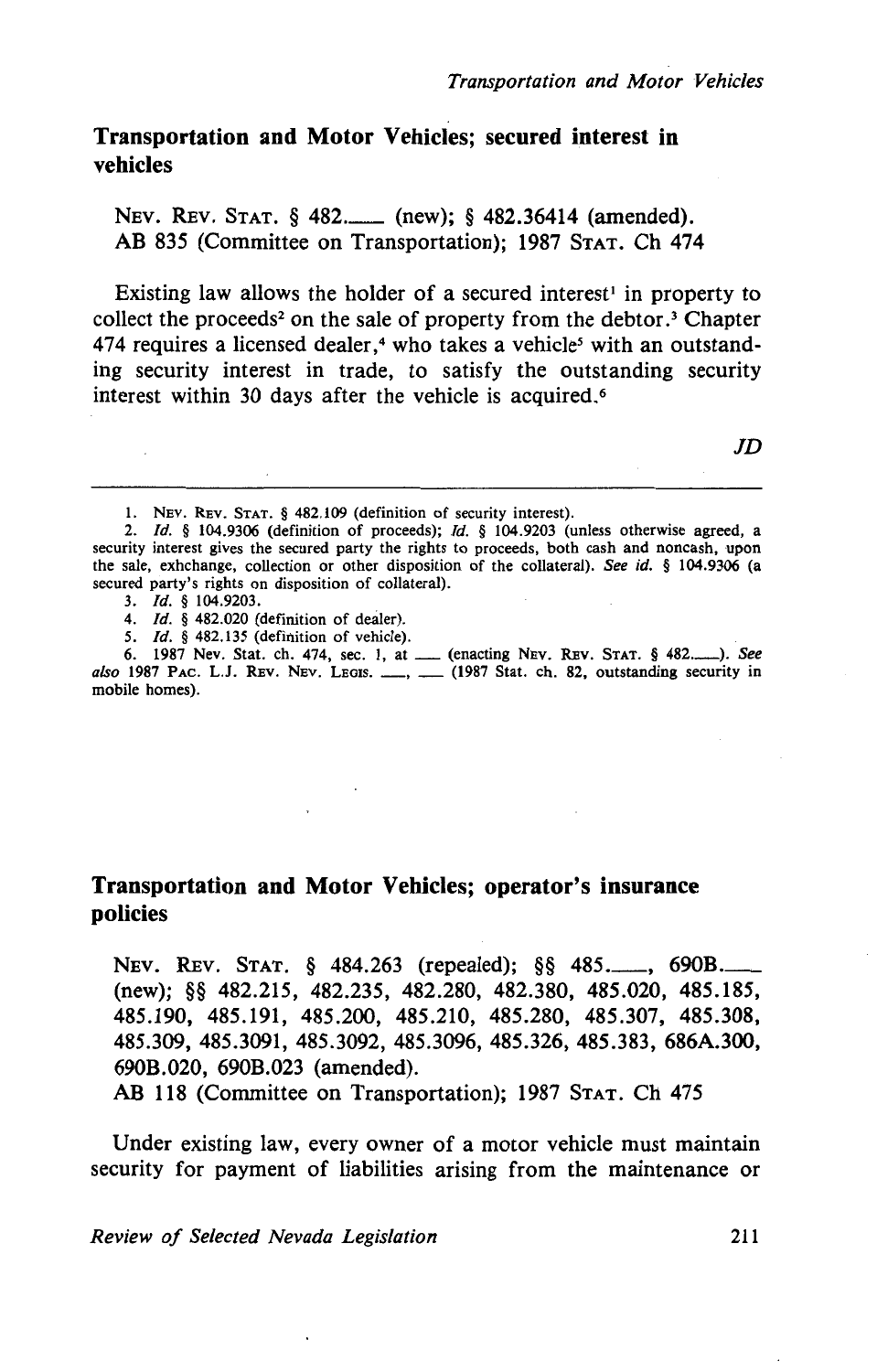## Transportation and Motor Vehicles; secured interest in vehicles

NEV. REV. STAT. § 482.___ (new); § 482.36414 (amended).
AB 835 (Committee on Transportation); 1987 STAT. Ch 474

Existing law allows the holder of a secured interest[1] in property to collect the proceeds[2] on the sale of property from the debtor.[3] Chapter 474 requires a licensed dealer,[4] who takes a vehicle[5] with an outstanding security interest in trade, to satisfy the outstanding security interest within 30 days after the vehicle is acquired.[6]

*JD*

---

1. NEV. REV. STAT. § 482.109 (definition of security interest).
2. *Id.* § 104.9306 (definition of proceeds); *Id.* § 104.9203 (unless otherwise agreed, a security interest gives the secured party the rights to proceeds, both cash and noncash, upon the sale, exhchange, collection or other disposition of the collateral). *See id.* § 104.9306 (a secured party's rights on disposition of collateral).
3. *Id.* § 104.9203.
4. *Id.* § 482.020 (definition of dealer).
5. *Id.* § 482.135 (definition of vehicle).
6. 1987 Nev. Stat. ch. 474, sec. 1, at ___ (enacting NEV. REV. STAT. § 482.___). *See also* 1987 PAC. L.J. REV. NEV. LEGIS. ___, ___ (1987 Stat. ch. 82, outstanding security in mobile homes).

## Transportation and Motor Vehicles; operator's insurance policies

NEV. REV. STAT. § 484.263 (repealed); §§ 485.___, 690B.___ (new); §§ 482.215, 482.235, 482.280, 482.380, 485.020, 485.185, 485.190, 485.191, 485.200, 485.210, 485.280, 485.307, 485.308, 485.309, 485.3091, 485.3092, 485.3096, 485.326, 485.383, 686A.300, 690B.020, 690B.023 (amended).
AB 118 (Committee on Transportation); 1987 STAT. Ch 475

Under existing law, every owner of a motor vehicle must maintain security for payment of liabilities arising from the maintenance or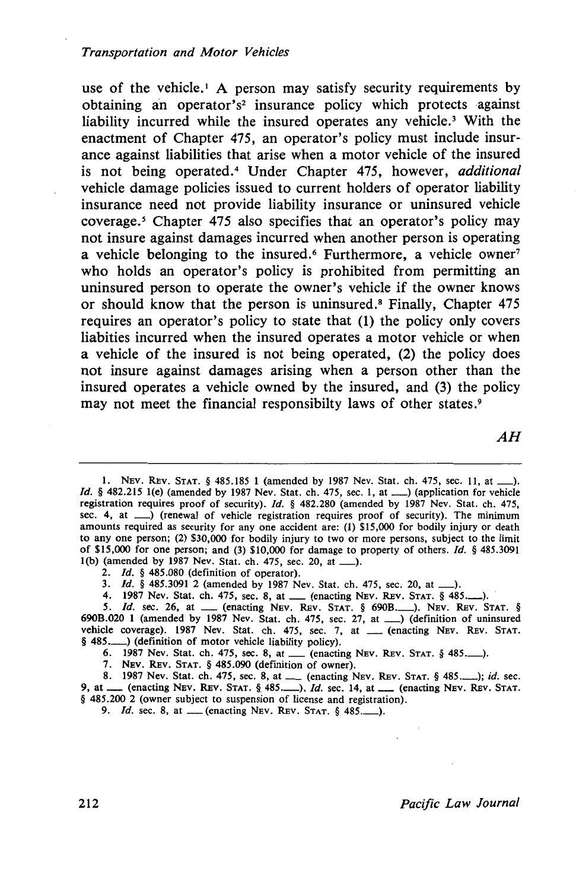use of the vehicle.[1] A person may satisfy security requirements by obtaining an operator's[2] insurance policy which protects against liability incurred while the insured operates any vehicle.[3] With the enactment of Chapter 475, an operator's policy must include insurance against liabilities that arise when a motor vehicle of the insured is not being operated.[4] Under Chapter 475, however, *additional* vehicle damage policies issued to current holders of operator liability insurance need not provide liability insurance or uninsured vehicle coverage.[5] Chapter 475 also specifies that an operator's policy may not insure against damages incurred when another person is operating a vehicle belonging to the insured.[6] Furthermore, a vehicle owner[7] who holds an operator's policy is prohibited from permitting an uninsured person to operate the owner's vehicle if the owner knows or should know that the person is uninsured.[8] Finally, Chapter 475 requires an operator's policy to state that (1) the policy only covers liabities incurred when the insured operates a motor vehicle or when a vehicle of the insured is not being operated, (2) the policy does not insure against damages arising when a person other than the insured operates a vehicle owned by the insured, and (3) the policy may not meet the financial responsibilty laws of other states.[9]

*AH*

---

1. NEV. REV. STAT. § 485.185 1 (amended by 1987 Nev. Stat. ch. 475, sec. 11, at \_\_\_). *Id.* § 482.215 1(e) (amended by 1987 Nev. Stat. ch. 475, sec. 1, at \_\_\_) (application for vehicle registration requires proof of security). *Id.* § 482.280 (amended by 1987 Nev. Stat. ch. 475, sec. 4, at \_\_\_) (renewal of vehicle registration requires proof of security). The minimum amounts required as security for any one accident are: (1) $15,000 for bodily injury or death to any one person; (2) $30,000 for bodily injury to two or more persons, subject to the limit of $15,000 for one person; and (3) $10,000 for damage to property of others. *Id.* § 485.3091 1(b) (amended by 1987 Nev. Stat. ch. 475, sec. 20, at \_\_\_).
2. *Id.* § 485.080 (definition of operator).
3. *Id.* § 485.3091 2 (amended by 1987 Nev. Stat. ch. 475, sec. 20, at \_\_\_).
4. 1987 Nev. Stat. ch. 475, sec. 8, at \_\_\_ (enacting NEV. REV. STAT. § 485.\_\_\_).
5. *Id.* sec. 26, at \_\_\_ (enacting NEV. REV. STAT. § 690B.\_\_\_). NEV. REV. STAT. § 690B.020 1 (amended by 1987 Nev. Stat. ch. 475, sec. 27, at \_\_\_) (definition of uninsured vehicle coverage). 1987 Nev. Stat. ch. 475, sec. 7, at \_\_\_ (enacting NEV. REV. STAT. § 485.\_\_\_) (definition of motor vehicle liability policy).
6. 1987 Nev. Stat. ch. 475, sec. 8, at \_\_\_ (enacting NEV. REV. STAT. § 485.\_\_\_).
7. NEV. REV. STAT. § 485.090 (definition of owner).
8. 1987 Nev. Stat. ch. 475, sec. 8, at \_\_\_ (enacting NEV. REV. STAT. § 485.\_\_\_); *id.* sec. 9, at \_\_\_ (enacting NEV. REV. STAT. § 485.\_\_\_). *Id.* sec. 14, at \_\_\_ (enacting NEV. REV. STAT. § 485.200 2 (owner subject to suspension of license and registration).
9. *Id.* sec. 8, at \_\_\_ (enacting NEV. REV. STAT. § 485.\_\_\_).